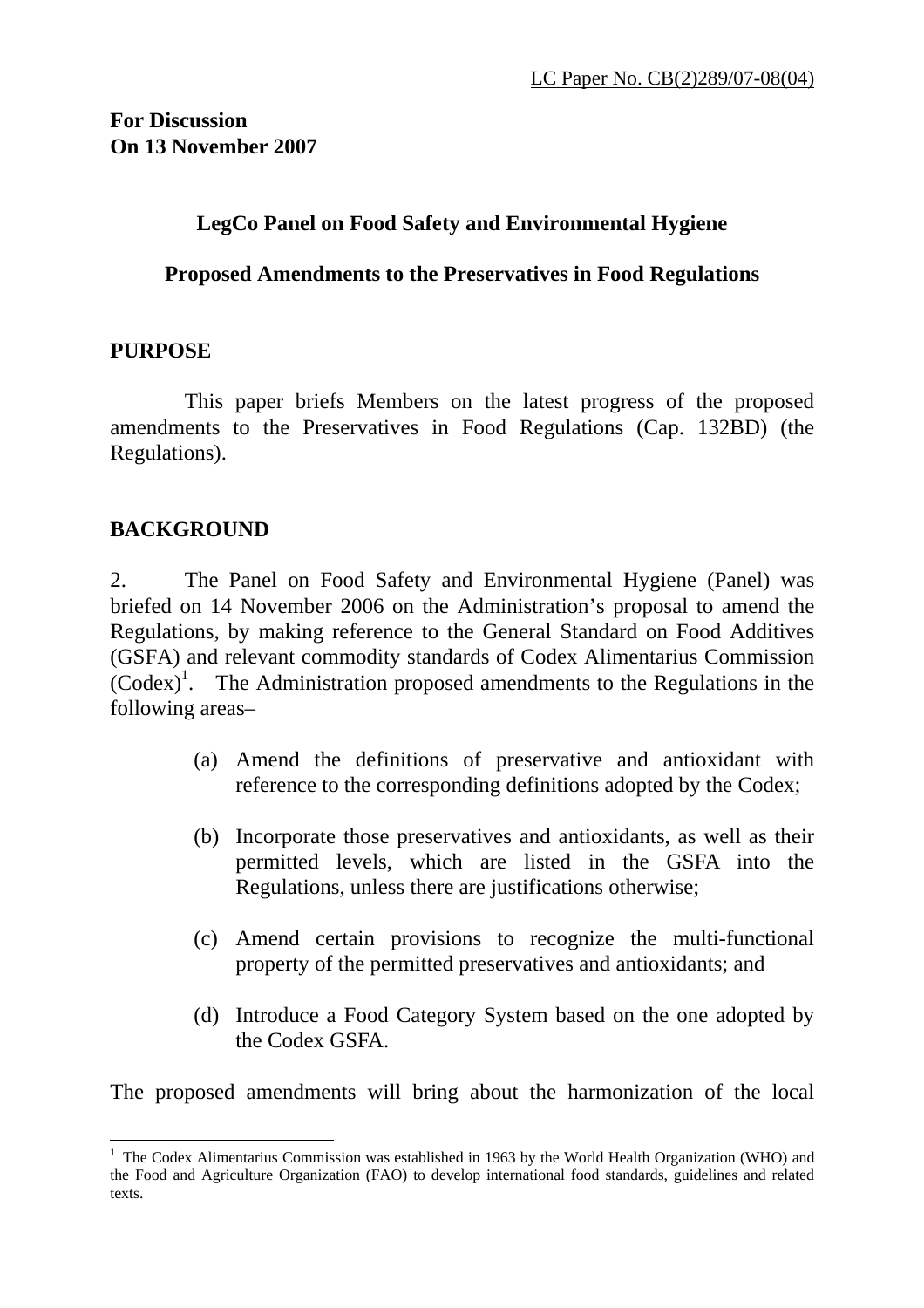LC Paper No. CB(2)289/07-08(04)

**For Discussion**
**On 13 November 2007**

## LegCo Panel on Food Safety and Environmental Hygiene

## Proposed Amendments to the Preservatives in Food Regulations

### PURPOSE

This paper briefs Members on the latest progress of the proposed amendments to the Preservatives in Food Regulations (Cap. 132BD) (the Regulations).

### BACKGROUND

2. The Panel on Food Safety and Environmental Hygiene (Panel) was briefed on 14 November 2006 on the Administration's proposal to amend the Regulations, by making reference to the General Standard on Food Additives (GSFA) and relevant commodity standards of Codex Alimentarius Commission (Codex)[1]. The Administration proposed amendments to the Regulations in the following areas–

(a) Amend the definitions of preservative and antioxidant with reference to the corresponding definitions adopted by the Codex;

(b) Incorporate those preservatives and antioxidants, as well as their permitted levels, which are listed in the GSFA into the Regulations, unless there are justifications otherwise;

(c) Amend certain provisions to recognize the multi-functional property of the permitted preservatives and antioxidants; and

(d) Introduce a Food Category System based on the one adopted by the Codex GSFA.

The proposed amendments will bring about the harmonization of the local

[1] The Codex Alimentarius Commission was established in 1963 by the World Health Organization (WHO) and the Food and Agriculture Organization (FAO) to develop international food standards, guidelines and related texts.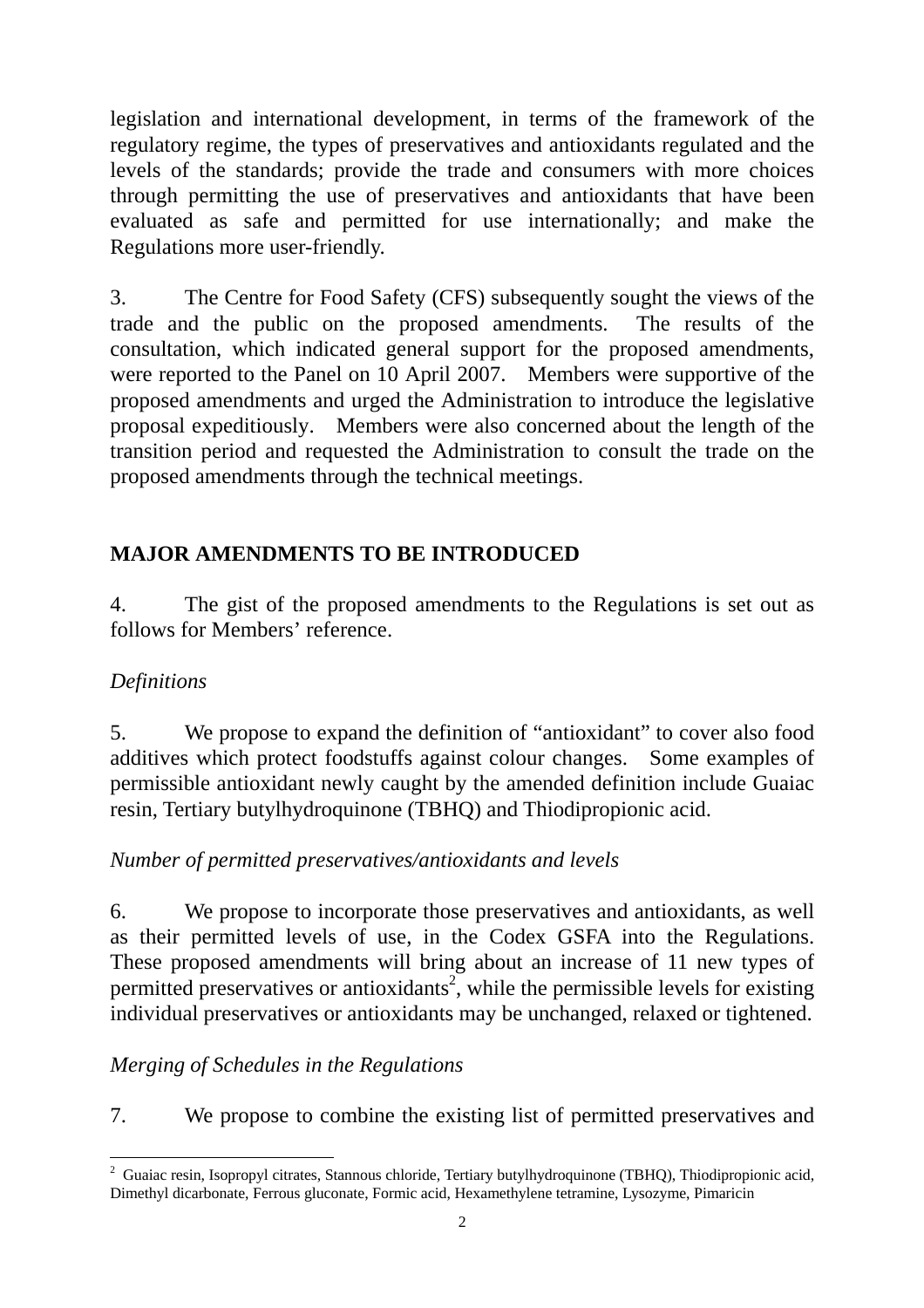legislation and international development, in terms of the framework of the regulatory regime, the types of preservatives and antioxidants regulated and the levels of the standards; provide the trade and consumers with more choices through permitting the use of preservatives and antioxidants that have been evaluated as safe and permitted for use internationally; and make the Regulations more user-friendly.

3. The Centre for Food Safety (CFS) subsequently sought the views of the trade and the public on the proposed amendments. The results of the consultation, which indicated general support for the proposed amendments, were reported to the Panel on 10 April 2007. Members were supportive of the proposed amendments and urged the Administration to introduce the legislative proposal expeditiously. Members were also concerned about the length of the transition period and requested the Administration to consult the trade on the proposed amendments through the technical meetings.

## MAJOR AMENDMENTS TO BE INTRODUCED

4. The gist of the proposed amendments to the Regulations is set out as follows for Members' reference.

*Definitions*

5. We propose to expand the definition of "antioxidant" to cover also food additives which protect foodstuffs against colour changes. Some examples of permissible antioxidant newly caught by the amended definition include Guaiac resin, Tertiary butylhydroquinone (TBHQ) and Thiodipropionic acid.

*Number of permitted preservatives/antioxidants and levels*

6. We propose to incorporate those preservatives and antioxidants, as well as their permitted levels of use, in the Codex GSFA into the Regulations. These proposed amendments will bring about an increase of 11 new types of permitted preservatives or antioxidants[2], while the permissible levels for existing individual preservatives or antioxidants may be unchanged, relaxed or tightened.

*Merging of Schedules in the Regulations*

7. We propose to combine the existing list of permitted preservatives and

---

[2] Guaiac resin, Isopropyl citrates, Stannous chloride, Tertiary butylhydroquinone (TBHQ), Thiodipropionic acid, Dimethyl dicarbonate, Ferrous gluconate, Formic acid, Hexamethylene tetramine, Lysozyme, Pimaricin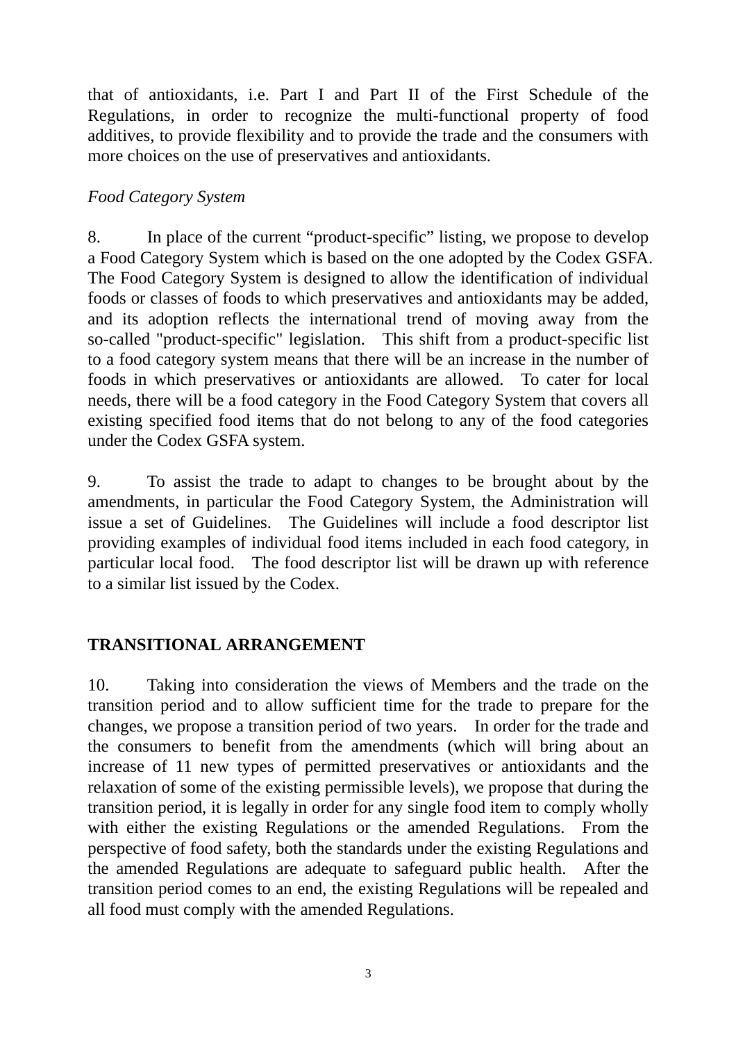that of antioxidants, i.e. Part I and Part II of the First Schedule of the Regulations, in order to recognize the multi-functional property of food additives, to provide flexibility and to provide the trade and the consumers with more choices on the use of preservatives and antioxidants.

*Food Category System*

8. In place of the current "product-specific" listing, we propose to develop a Food Category System which is based on the one adopted by the Codex GSFA. The Food Category System is designed to allow the identification of individual foods or classes of foods to which preservatives and antioxidants may be added, and its adoption reflects the international trend of moving away from the so-called "product-specific" legislation. This shift from a product-specific list to a food category system means that there will be an increase in the number of foods in which preservatives or antioxidants are allowed. To cater for local needs, there will be a food category in the Food Category System that covers all existing specified food items that do not belong to any of the food categories under the Codex GSFA system.

9. To assist the trade to adapt to changes to be brought about by the amendments, in particular the Food Category System, the Administration will issue a set of Guidelines. The Guidelines will include a food descriptor list providing examples of individual food items included in each food category, in particular local food. The food descriptor list will be drawn up with reference to a similar list issued by the Codex.

## TRANSITIONAL ARRANGEMENT

10. Taking into consideration the views of Members and the trade on the transition period and to allow sufficient time for the trade to prepare for the changes, we propose a transition period of two years. In order for the trade and the consumers to benefit from the amendments (which will bring about an increase of 11 new types of permitted preservatives or antioxidants and the relaxation of some of the existing permissible levels), we propose that during the transition period, it is legally in order for any single food item to comply wholly with either the existing Regulations or the amended Regulations. From the perspective of food safety, both the standards under the existing Regulations and the amended Regulations are adequate to safeguard public health. After the transition period comes to an end, the existing Regulations will be repealed and all food must comply with the amended Regulations.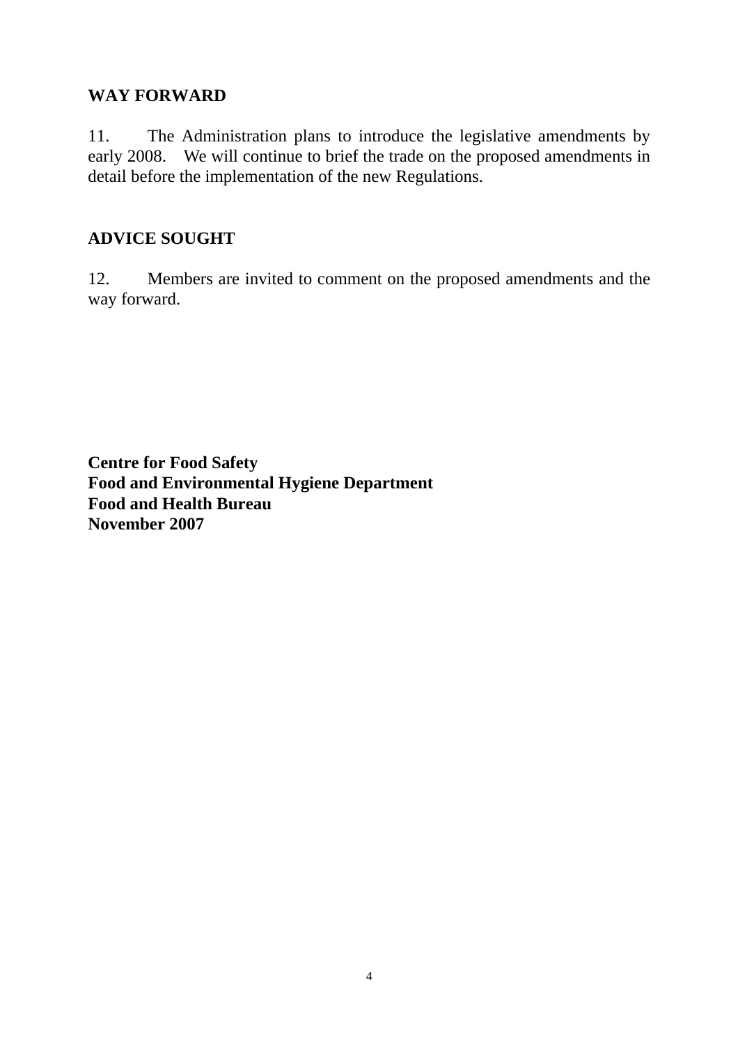## WAY FORWARD

11. The Administration plans to introduce the legislative amendments by early 2008. We will continue to brief the trade on the proposed amendments in detail before the implementation of the new Regulations.

## ADVICE SOUGHT

12. Members are invited to comment on the proposed amendments and the way forward.

**Centre for Food Safety**
**Food and Environmental Hygiene Department**
**Food and Health Bureau**
**November 2007**